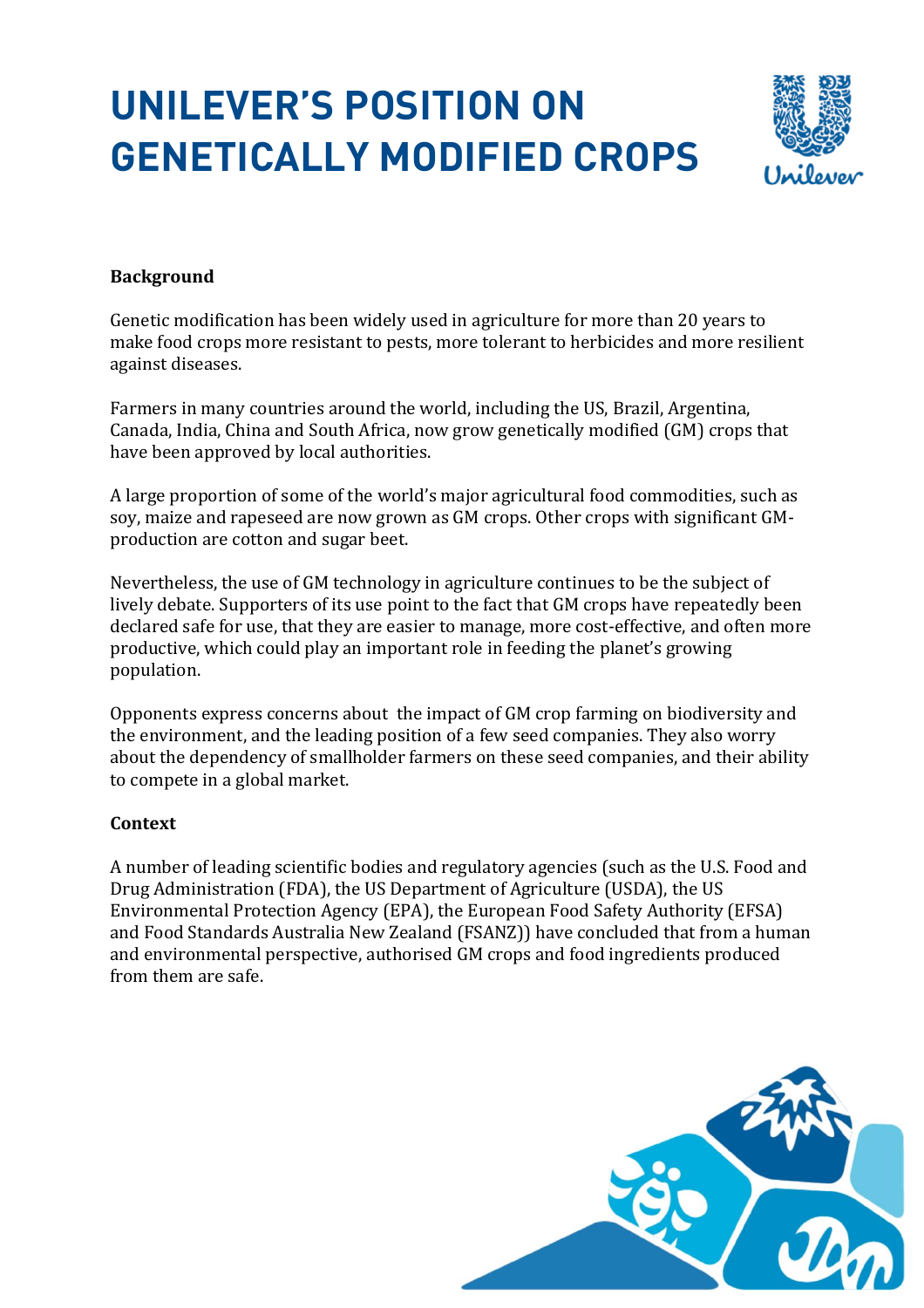# UNILEVER'S POSITION ON GENETICALLY MODIFIED CROPS

**Background**

Genetic modification has been widely used in agriculture for more than 20 years to make food crops more resistant to pests, more tolerant to herbicides and more resilient against diseases.

Farmers in many countries around the world, including the US, Brazil, Argentina, Canada, India, China and South Africa, now grow genetically modified (GM) crops that have been approved by local authorities.

A large proportion of some of the world's major agricultural food commodities, such as soy, maize and rapeseed are now grown as GM crops. Other crops with significant GM-production are cotton and sugar beet.

Nevertheless, the use of GM technology in agriculture continues to be the subject of lively debate. Supporters of its use point to the fact that GM crops have repeatedly been declared safe for use, that they are easier to manage, more cost-effective, and often more productive, which could play an important role in feeding the planet's growing population.

Opponents express concerns about the impact of GM crop farming on biodiversity and the environment, and the leading position of a few seed companies. They also worry about the dependency of smallholder farmers on these seed companies, and their ability to compete in a global market.

**Context**

A number of leading scientific bodies and regulatory agencies (such as the U.S. Food and Drug Administration (FDA), the US Department of Agriculture (USDA), the US Environmental Protection Agency (EPA), the European Food Safety Authority (EFSA) and Food Standards Australia New Zealand (FSANZ)) have concluded that from a human and environmental perspective, authorised GM crops and food ingredients produced from them are safe.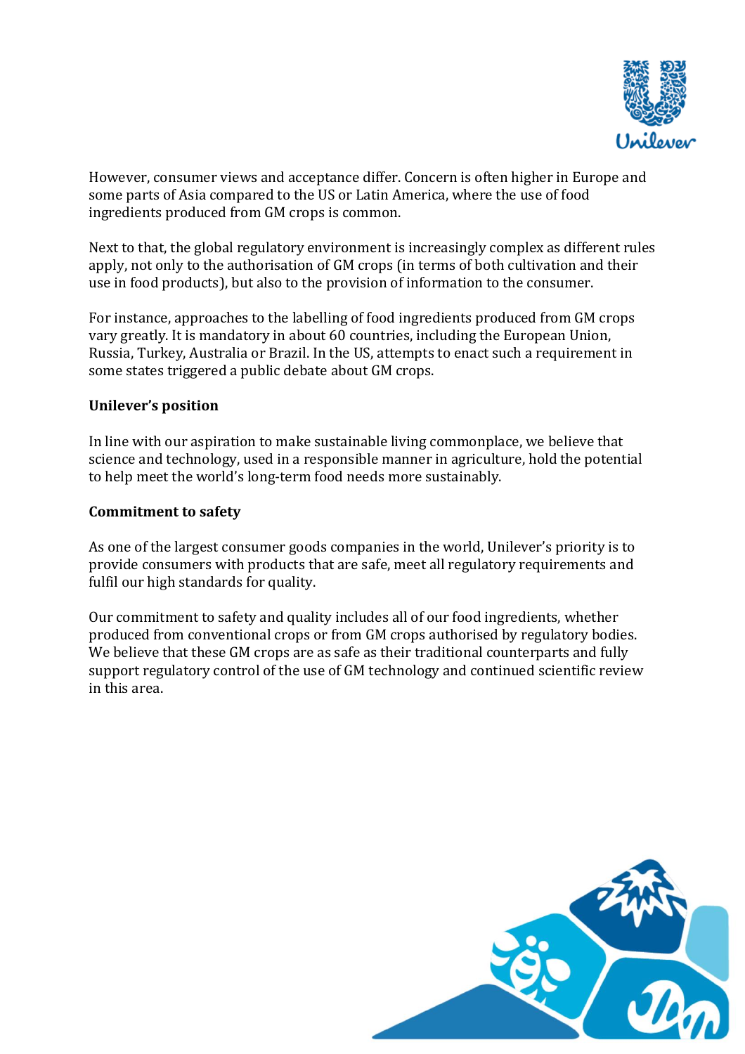However, consumer views and acceptance differ. Concern is often higher in Europe and some parts of Asia compared to the US or Latin America, where the use of food ingredients produced from GM crops is common.

Next to that, the global regulatory environment is increasingly complex as different rules apply, not only to the authorisation of GM crops (in terms of both cultivation and their use in food products), but also to the provision of information to the consumer.

For instance, approaches to the labelling of food ingredients produced from GM crops vary greatly. It is mandatory in about 60 countries, including the European Union, Russia, Turkey, Australia or Brazil. In the US, attempts to enact such a requirement in some states triggered a public debate about GM crops.

**Unilever's position**

In line with our aspiration to make sustainable living commonplace, we believe that science and technology, used in a responsible manner in agriculture, hold the potential to help meet the world's long-term food needs more sustainably.

**Commitment to safety**

As one of the largest consumer goods companies in the world, Unilever's priority is to provide consumers with products that are safe, meet all regulatory requirements and fulfil our high standards for quality.

Our commitment to safety and quality includes all of our food ingredients, whether produced from conventional crops or from GM crops authorised by regulatory bodies. We believe that these GM crops are as safe as their traditional counterparts and fully support regulatory control of the use of GM technology and continued scientific review in this area.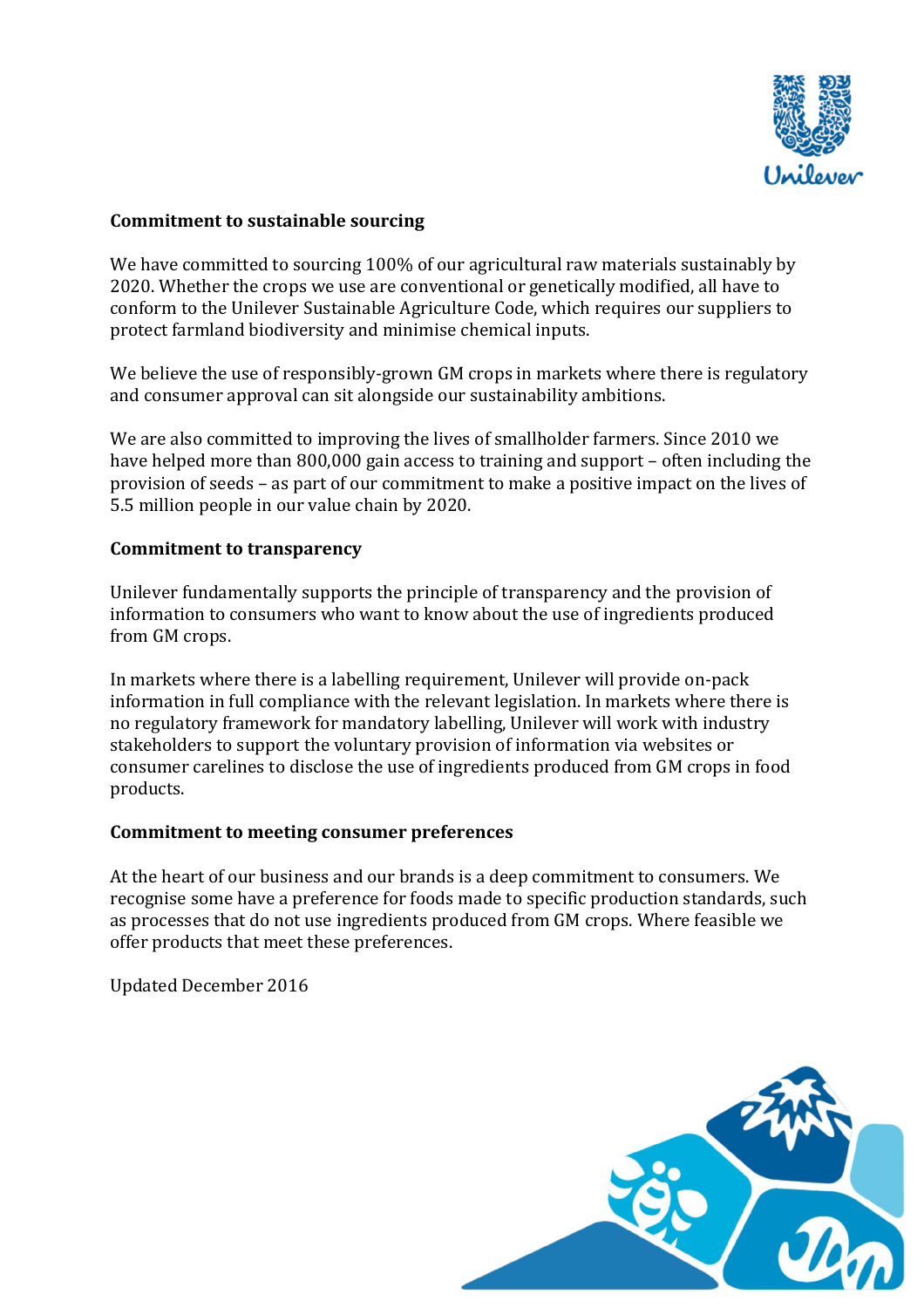**Commitment to sustainable sourcing**

We have committed to sourcing 100% of our agricultural raw materials sustainably by 2020. Whether the crops we use are conventional or genetically modified, all have to conform to the Unilever Sustainable Agriculture Code, which requires our suppliers to protect farmland biodiversity and minimise chemical inputs.

We believe the use of responsibly-grown GM crops in markets where there is regulatory and consumer approval can sit alongside our sustainability ambitions.

We are also committed to improving the lives of smallholder farmers. Since 2010 we have helped more than 800,000 gain access to training and support – often including the provision of seeds – as part of our commitment to make a positive impact on the lives of 5.5 million people in our value chain by 2020.

**Commitment to transparency**

Unilever fundamentally supports the principle of transparency and the provision of information to consumers who want to know about the use of ingredients produced from GM crops.

In markets where there is a labelling requirement, Unilever will provide on-pack information in full compliance with the relevant legislation. In markets where there is no regulatory framework for mandatory labelling, Unilever will work with industry stakeholders to support the voluntary provision of information via websites or consumer carelines to disclose the use of ingredients produced from GM crops in food products.

**Commitment to meeting consumer preferences**

At the heart of our business and our brands is a deep commitment to consumers. We recognise some have a preference for foods made to specific production standards, such as processes that do not use ingredients produced from GM crops. Where feasible we offer products that meet these preferences.

Updated December 2016